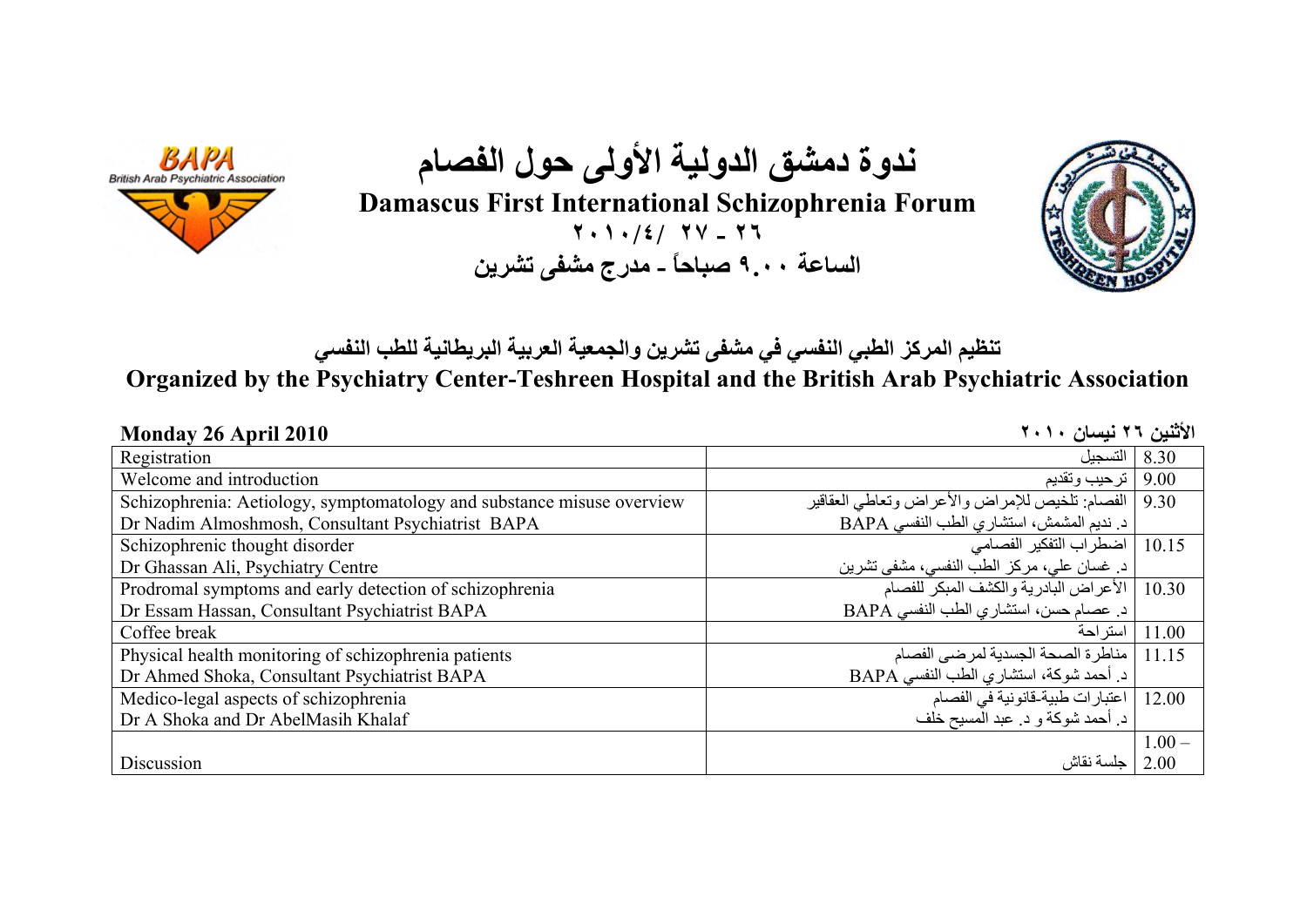# ندوة دمشق الدولية الأولى حول الفصام

## Damascus First International Schizophrenia Forum

**٢٦ ـ ٢٧ /٤/ ٢٠١٠**

**الساعة ٩.٠٠ صباحاً ـ مدرج مشفى تشرين**

**تنظيم المركز الطبي النفسي في مشفى تشرين والجمعية العربية البريطانية للطب النفسي**

**Organized by the Psychiatry Center-Teshreen Hospital and the British Arab Psychiatric Association**

**Monday 26 April 2010** — **الأثنين ٢٦ نيسان ٢٠١٠**

| English | العربية | Time |
|---|---|---|
| Registration | التسجيل | 8.30 |
| Welcome and introduction | ترحيب وتقديم | 9.00 |
| Schizophrenia: Aetiology, symptomatology and substance misuse overview<br>Dr Nadim Almoshmosh, Consultant Psychiatrist BAPA | الفصام: تلخيص للإمراض والأعراض وتعاطي العقاقير<br>د. نديم المشمش، استشاري الطب النفسي BAPA | 9.30 |
| Schizophrenic thought disorder<br>Dr Ghassan Ali, Psychiatry Centre | اضطراب التفكير الفصامي<br>د. غسان علي، مركز الطب النفسي، مشفى تشرين | 10.15 |
| Prodromal symptoms and early detection of schizophrenia<br>Dr Essam Hassan, Consultant Psychiatrist BAPA | الأعراض البادرية والكشف المبكر للفصام<br>د. عصام حسن، استشاري الطب النفسي BAPA | 10.30 |
| Coffee break | استراحة | 11.00 |
| Physical health monitoring of schizophrenia patients<br>Dr Ahmed Shoka, Consultant Psychiatrist BAPA | مناظرة الصحة الجسدية لمرضى الفصام<br>د. أحمد شوكة، استشاري الطب النفسي BAPA | 11.15 |
| Medico-legal aspects of schizophrenia<br>Dr A Shoka and Dr AbelMasih Khalaf | اعتبارات طبية-قانونية في الفصام<br>د. أحمد شوكة و د. عبد المسيح خلف | 12.00 |
| Discussion | جلسة نقاش | 1.00 – 2.00 |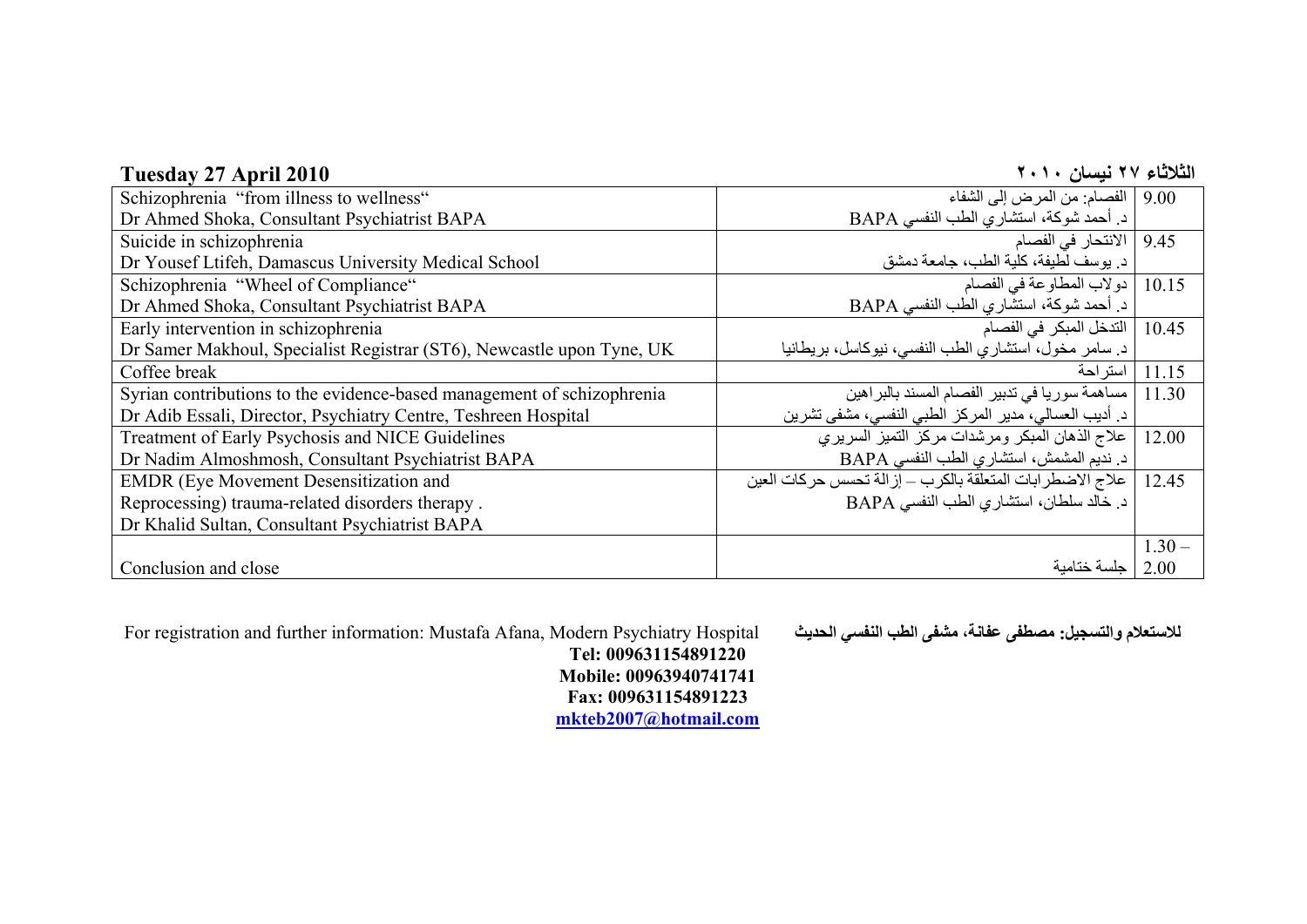**Tuesday 27 April 2010** | **الثلاثاء ٢٧ نيسان ٢٠١٠**

| | | |
|---|---|---|
| Schizophrenia "from illness to wellness"<br>Dr Ahmed Shoka, Consultant Psychiatrist BAPA | الفصام: من المرض إلى الشفاء<br>د. أحمد شوكة، استشاري الطب النفسي BAPA | 9.00 |
| Suicide in schizophrenia<br>Dr Yousef Ltifeh, Damascus University Medical School | الانتحار في الفصام<br>د. يوسف لطيفة، كلية الطب، جامعة دمشق | 9.45 |
| Schizophrenia "Wheel of Compliance"<br>Dr Ahmed Shoka, Consultant Psychiatrist BAPA | دولاب المطاوعة في الفصام<br>د. أحمد شوكة، استشاري الطب النفسي BAPA | 10.15 |
| Early intervention in schizophrenia<br>Dr Samer Makhoul, Specialist Registrar (ST6), Newcastle upon Tyne, UK | التدخل المبكر في الفصام<br>د. سامر مخول، استشاري الطب النفسي، نيوكاسل، بريطانيا | 10.45 |
| Coffee break | استراحة | 11.15 |
| Syrian contributions to the evidence-based management of schizophrenia<br>Dr Adib Essali, Director, Psychiatry Centre, Teshreen Hospital | مساهمة سوريا في تدبير الفصام المسند بالبراهين<br>د. أديب العسالي، مدير المركز الطبي النفسي، مشفى تشرين | 11.30 |
| Treatment of Early Psychosis and NICE Guidelines<br>Dr Nadim Almoshmosh, Consultant Psychiatrist BAPA | علاج الذهان المبكر ومرشدات مركز التميز السريري<br>د. نديم المشمش، استشاري الطب النفسي BAPA | 12.00 |
| EMDR (Eye Movement Desensitization and Reprocessing) trauma-related disorders therapy .<br>Dr Khalid Sultan, Consultant Psychiatrist BAPA | علاج الاضطرابات المتعلقة بالكرب – إزالة تحسس حركات العين<br>د. خالد سلطان، استشاري الطب النفسي BAPA | 12.45 |
| Conclusion and close | جلسة ختامية | 1.30 – 2.00 |

For registration and further information: Mustafa Afana, Modern Psychiatry Hospital

**للاستعلام والتسجيل: مصطفى عفانة، مشفى الطب النفسي الحديث**

**Tel: 009631154891220**
**Mobile: 00963940741741**
**Fax: 009631154891223**
**mkteb2007@hotmail.com**